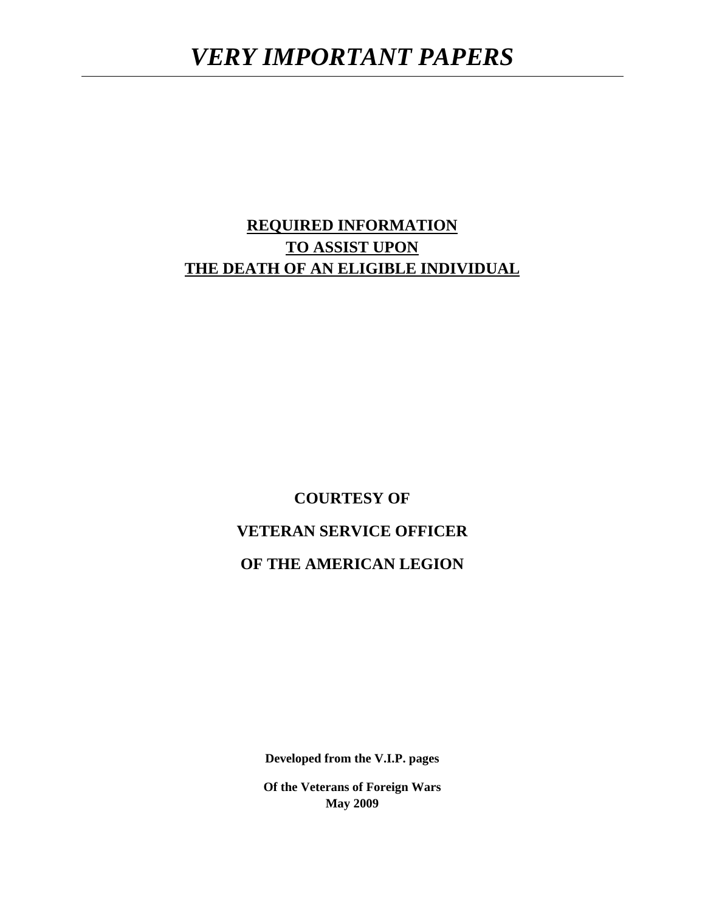# *VERY IMPORTANT PAPERS*

---

## REQUIRED INFORMATION
## TO ASSIST UPON
## THE DEATH OF AN ELIGIBLE INDIVIDUAL

**COURTESY OF**

**VETERAN SERVICE OFFICER**

**OF THE AMERICAN LEGION**

**Developed from the V.I.P. pages**

**Of the Veterans of Foreign Wars**
**May 2009**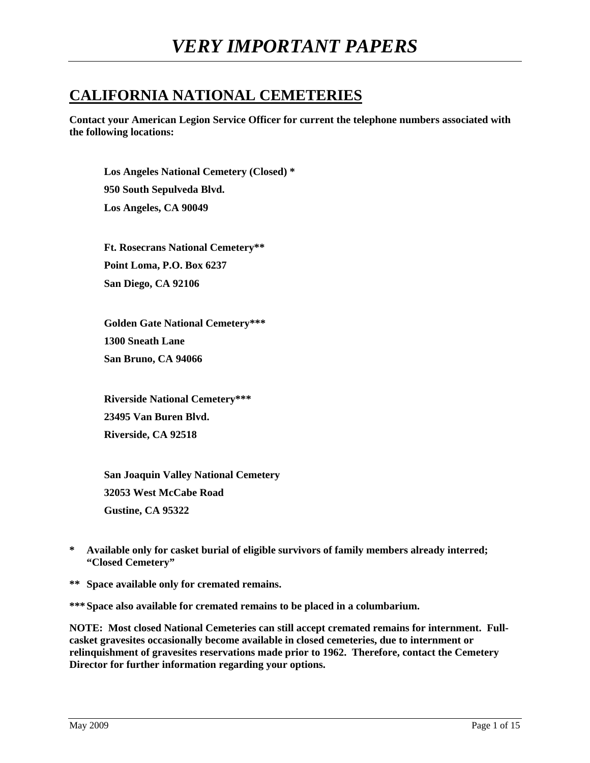# *VERY IMPORTANT PAPERS*

## CALIFORNIA NATIONAL CEMETERIES

**Contact your American Legion Service Officer for current the telephone numbers associated with the following locations:**

**Los Angeles National Cemetery (Closed) \***
**950 South Sepulveda Blvd.**
**Los Angeles, CA 90049**

**Ft. Rosecrans National Cemetery\*\***
**Point Loma, P.O. Box 6237**
**San Diego, CA 92106**

**Golden Gate National Cemetery\*\*\***
**1300 Sneath Lane**
**San Bruno, CA 94066**

**Riverside National Cemetery\*\*\***
**23495 Van Buren Blvd.**
**Riverside, CA 92518**

**San Joaquin Valley National Cemetery**
**32053 West McCabe Road**
**Gustine, CA 95322**

**\* Available only for casket burial of eligible survivors of family members already interred; "Closed Cemetery"**

**\*\* Space available only for cremated remains.**

**\*\*\* Space also available for cremated remains to be placed in a columbarium.**

**NOTE: Most closed National Cemeteries can still accept cremated remains for internment. Full-casket gravesites occasionally become available in closed cemeteries, due to internment or relinquishment of gravesites reservations made prior to 1962. Therefore, contact the Cemetery Director for further information regarding your options.**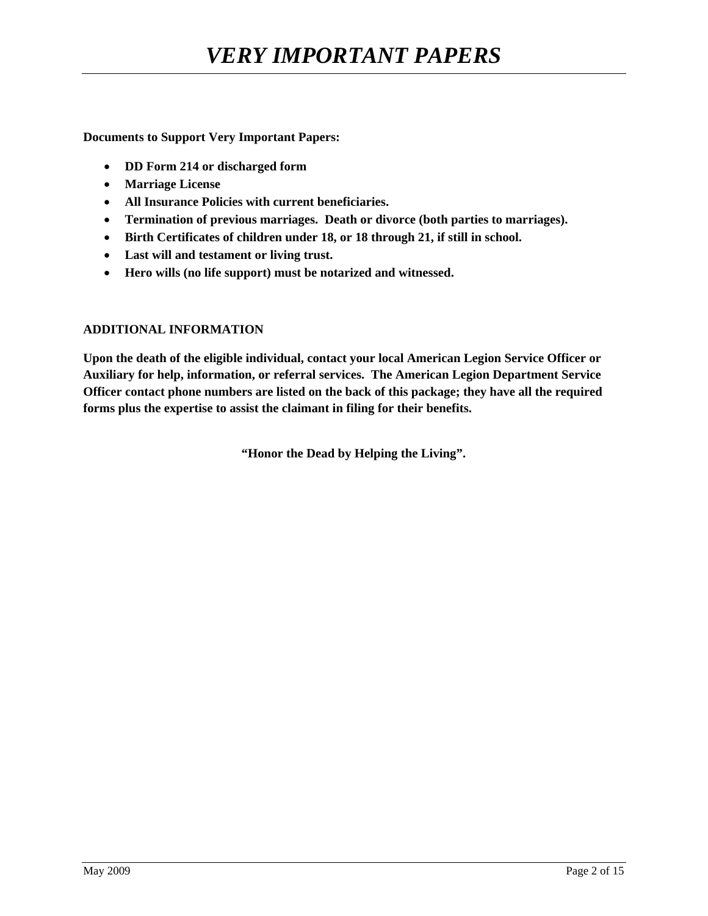# *VERY IMPORTANT PAPERS*

**Documents to Support Very Important Papers:**

- **DD Form 214 or discharged form**
- **Marriage License**
- **All Insurance Policies with current beneficiaries.**
- **Termination of previous marriages. Death or divorce (both parties to marriages).**
- **Birth Certificates of children under 18, or 18 through 21, if still in school.**
- **Last will and testament or living trust.**
- **Hero wills (no life support) must be notarized and witnessed.**

**ADDITIONAL INFORMATION**

**Upon the death of the eligible individual, contact your local American Legion Service Officer or Auxiliary for help, information, or referral services. The American Legion Department Service Officer contact phone numbers are listed on the back of this package; they have all the required forms plus the expertise to assist the claimant in filing for their benefits.**

**"Honor the Dead by Helping the Living".**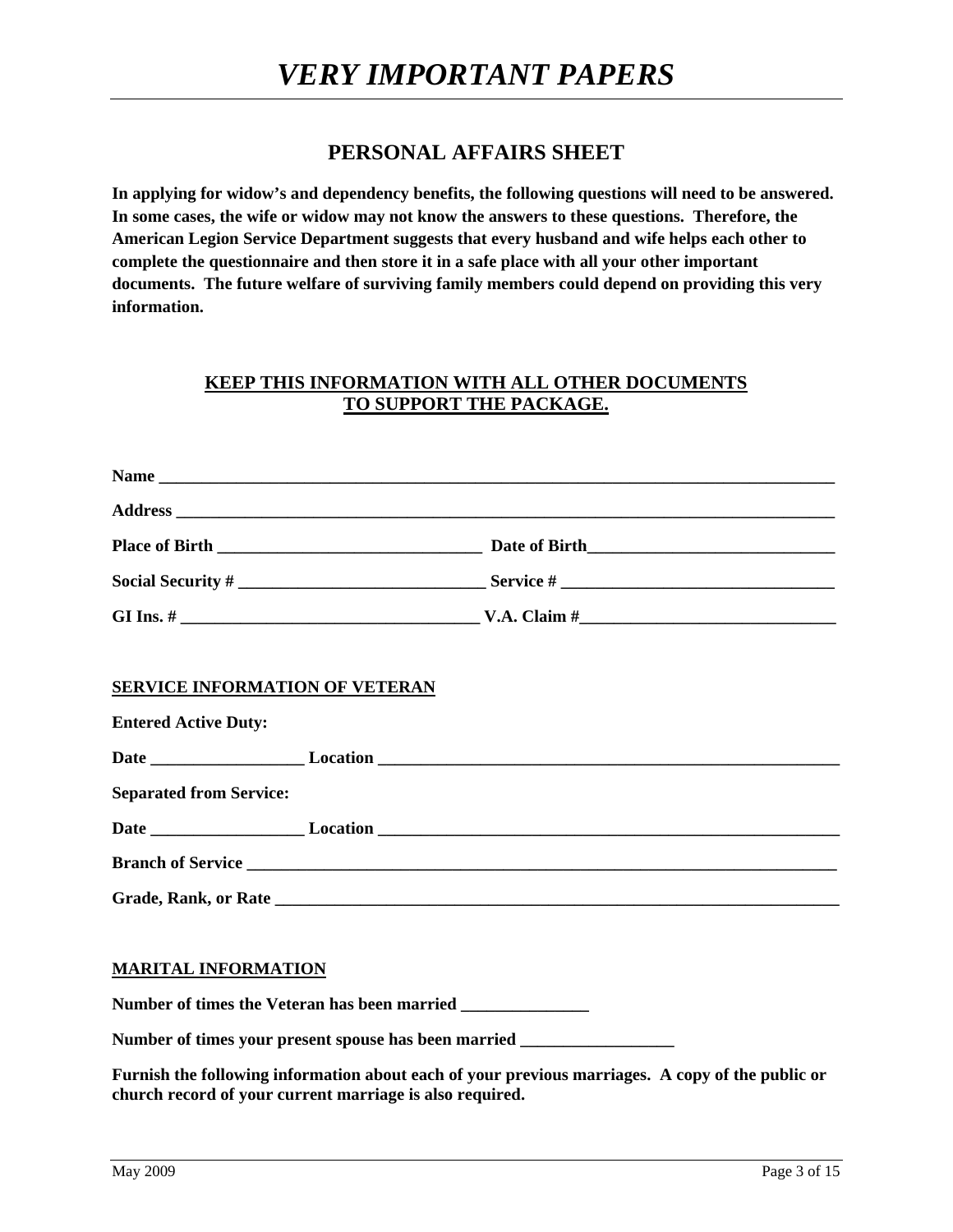# *VERY IMPORTANT PAPERS*

## PERSONAL AFFAIRS SHEET

**In applying for widow's and dependency benefits, the following questions will need to be answered. In some cases, the wife or widow may not know the answers to these questions. Therefore, the American Legion Service Department suggests that every husband and wife helps each other to complete the questionnaire and then store it in a safe place with all your other important documents. The future welfare of surviving family members could depend on providing this very information.**

**KEEP THIS INFORMATION WITH ALL OTHER DOCUMENTS TO SUPPORT THE PACKAGE.**

**Name** ________________________________________________________________________________

**Address** ______________________________________________________________________________

**Place of Birth** _______________________________ **Date of Birth**_____________________________

**Social Security #** _____________________________ **Service #** ________________________________

**GI Ins. #** ___________________________________ **V.A. Claim #**______________________________

**SERVICE INFORMATION OF VETERAN**

**Entered Active Duty:**

**Date** __________________ **Location** _________________________________________________________

**Separated from Service:**

**Date** __________________ **Location** _________________________________________________________

**Branch of Service** ________________________________________________________________________

**Grade, Rank, or Rate** _____________________________________________________________________

**MARITAL INFORMATION**

**Number of times the Veteran has been married** _______________

**Number of times your present spouse has been married** __________________

**Furnish the following information about each of your previous marriages. A copy of the public or church record of your current marriage is also required.**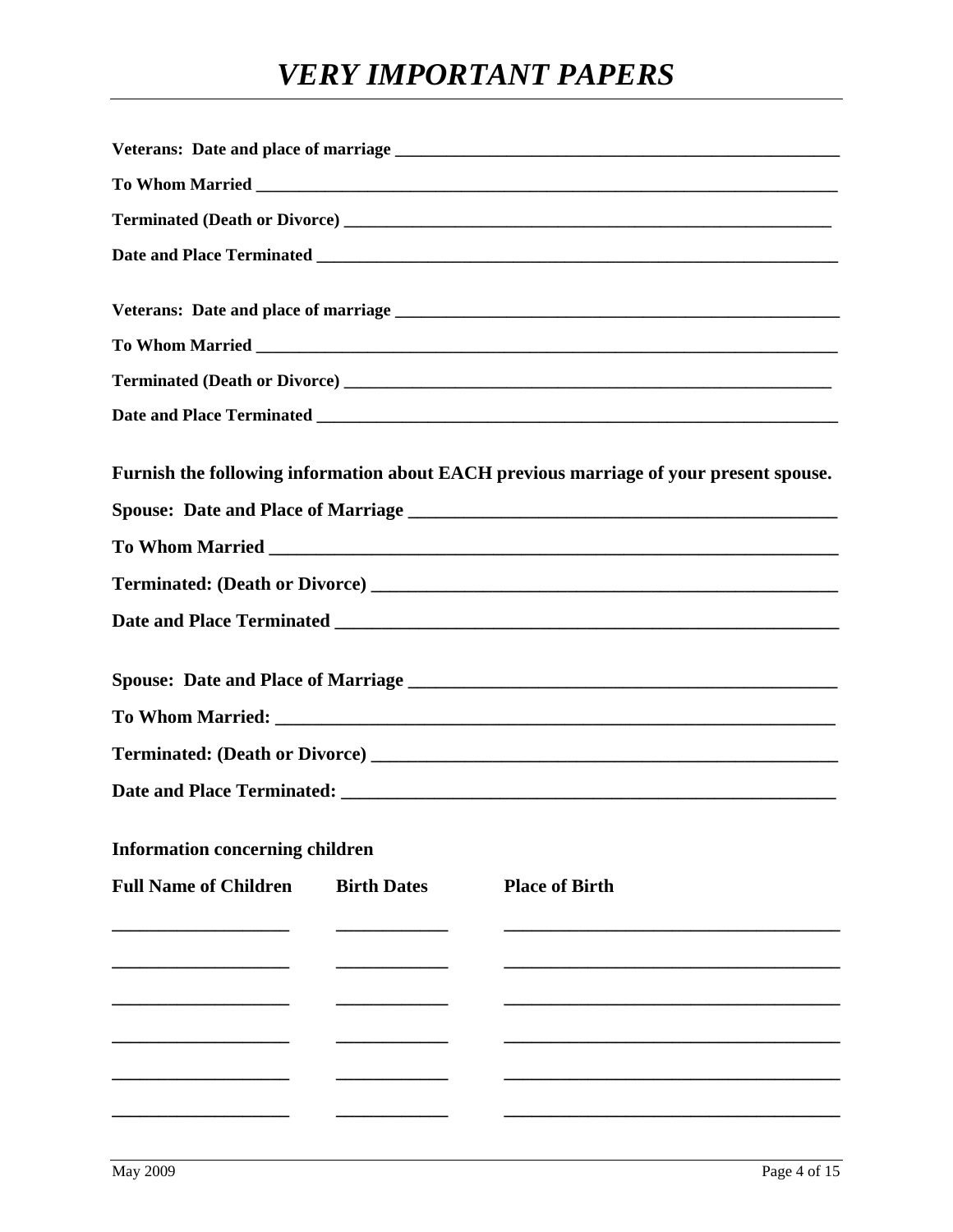# *VERY IMPORTANT PAPERS*

**Veterans: Date and place of marriage** ___________________________________________________

**To Whom Married** ___________________________________________________________________

**Terminated (Death or Divorce)** ____________________________________________________

**Date and Place Terminated** _______________________________________________________

**Veterans: Date and place of marriage** ___________________________________________________

**To Whom Married** ___________________________________________________________________

**Terminated (Death or Divorce)** ____________________________________________________

**Date and Place Terminated** _______________________________________________________

**Furnish the following information about EACH previous marriage of your present spouse.**

**Spouse: Date and Place of Marriage** ____________________________________________

**To Whom Married** ___________________________________________________________

**Terminated: (Death or Divorce)** _______________________________________________

**Date and Place Terminated** ____________________________________________________

**Spouse: Date and Place of Marriage** ____________________________________________

**To Whom Married:** __________________________________________________________

**Terminated: (Death or Divorce)** _______________________________________________

**Date and Place Terminated:** ___________________________________________________

**Information concerning children**

| Full Name of Children | Birth Dates | Place of Birth |
|---|---|---|
| | | |
| | | |
| | | |
| | | |
| | | |
| | | |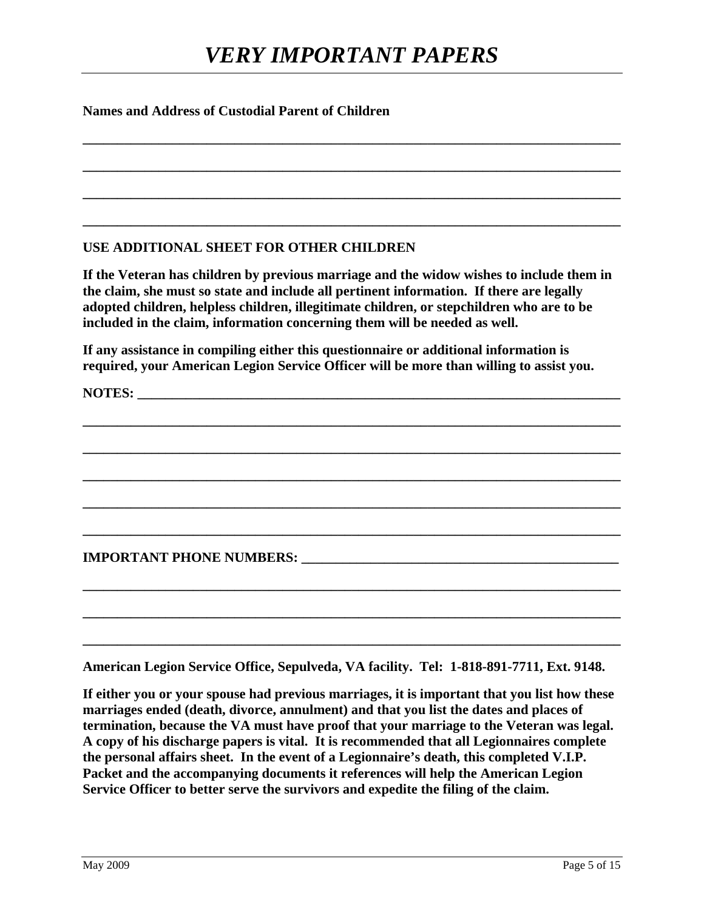**Names and Address of Custodial Parent of Children**

______________________________________________________________________________

______________________________________________________________________________

______________________________________________________________________________

______________________________________________________________________________

**USE ADDITIONAL SHEET FOR OTHER CHILDREN**

**If the Veteran has children by previous marriage and the widow wishes to include them in the claim, she must so state and include all pertinent information. If there are legally adopted children, helpless children, illegitimate children, or stepchildren who are to be included in the claim, information concerning them will be needed as well.**

**If any assistance in compiling either this questionnaire or additional information is required, your American Legion Service Officer will be more than willing to assist you.**

**NOTES:** ______________________________________________________________________

______________________________________________________________________________

______________________________________________________________________________

______________________________________________________________________________

______________________________________________________________________________

______________________________________________________________________________

**IMPORTANT PHONE NUMBERS:** _____________________________________________

______________________________________________________________________________

______________________________________________________________________________

______________________________________________________________________________

**American Legion Service Office, Sepulveda, VA facility. Tel: 1-818-891-7711, Ext. 9148.**

**If either you or your spouse had previous marriages, it is important that you list how these marriages ended (death, divorce, annulment) and that you list the dates and places of termination, because the VA must have proof that your marriage to the Veteran was legal. A copy of his discharge papers is vital. It is recommended that all Legionnaires complete the personal affairs sheet. In the event of a Legionnaire's death, this completed V.I.P. Packet and the accompanying documents it references will help the American Legion Service Officer to better serve the survivors and expedite the filing of the claim.**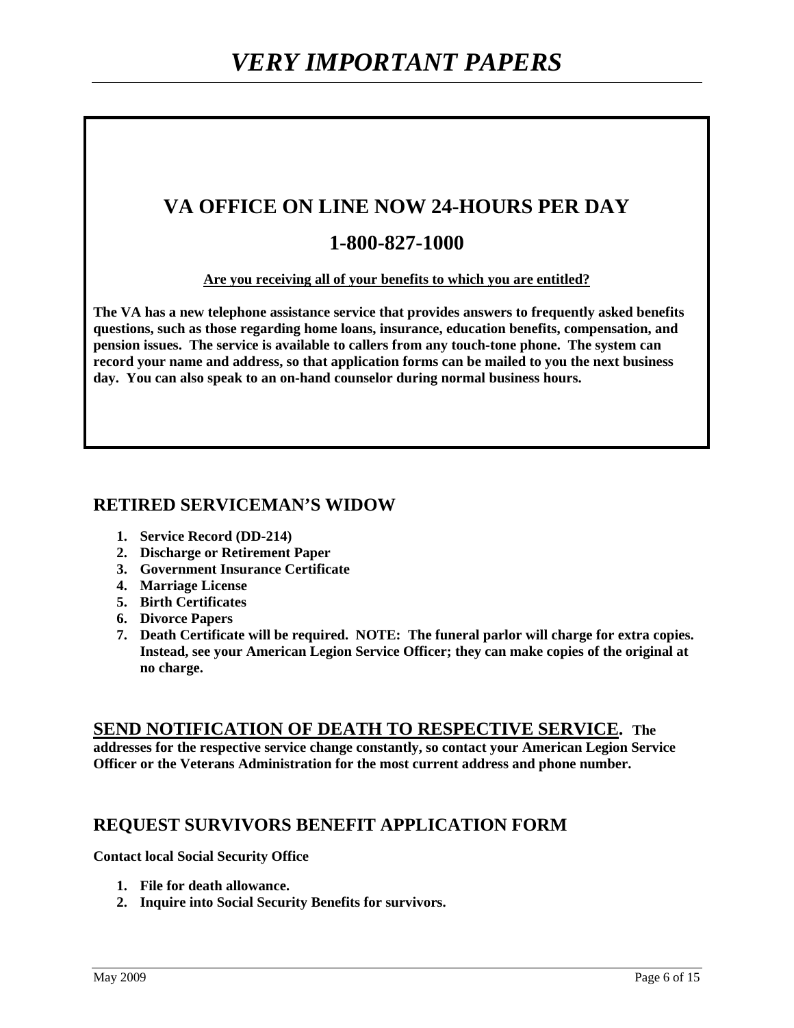# *VERY IMPORTANT PAPERS*

## VA OFFICE ON LINE NOW 24-HOURS PER DAY

## 1-800-827-1000

**Are you receiving all of your benefits to which you are entitled?**

**The VA has a new telephone assistance service that provides answers to frequently asked benefits questions, such as those regarding home loans, insurance, education benefits, compensation, and pension issues. The service is available to callers from any touch-tone phone. The system can record your name and address, so that application forms can be mailed to you the next business day. You can also speak to an on-hand counselor during normal business hours.**

## RETIRED SERVICEMAN'S WIDOW

1. **Service Record (DD-214)**
2. **Discharge or Retirement Paper**
3. **Government Insurance Certificate**
4. **Marriage License**
5. **Birth Certificates**
6. **Divorce Papers**
7. **Death Certificate will be required. NOTE: The funeral parlor will charge for extra copies. Instead, see your American Legion Service Officer; they can make copies of the original at no charge.**

**SEND NOTIFICATION OF DEATH TO RESPECTIVE SERVICE. The addresses for the respective service change constantly, so contact your American Legion Service Officer or the Veterans Administration for the most current address and phone number.**

## REQUEST SURVIVORS BENEFIT APPLICATION FORM

**Contact local Social Security Office**

1. **File for death allowance.**
2. **Inquire into Social Security Benefits for survivors.**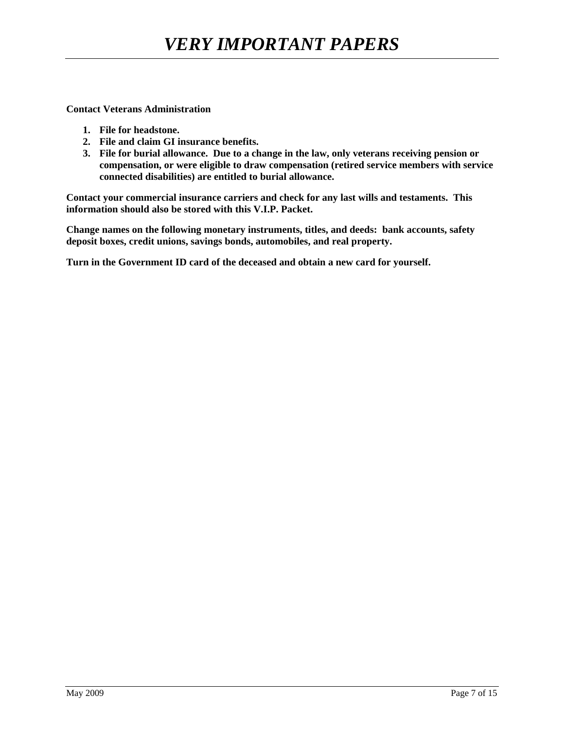**Contact Veterans Administration**

1. **File for headstone.**
2. **File and claim GI insurance benefits.**
3. **File for burial allowance. Due to a change in the law, only veterans receiving pension or compensation, or were eligible to draw compensation (retired service members with service connected disabilities) are entitled to burial allowance.**

**Contact your commercial insurance carriers and check for any last wills and testaments. This information should also be stored with this V.I.P. Packet.**

**Change names on the following monetary instruments, titles, and deeds: bank accounts, safety deposit boxes, credit unions, savings bonds, automobiles, and real property.**

**Turn in the Government ID card of the deceased and obtain a new card for yourself.**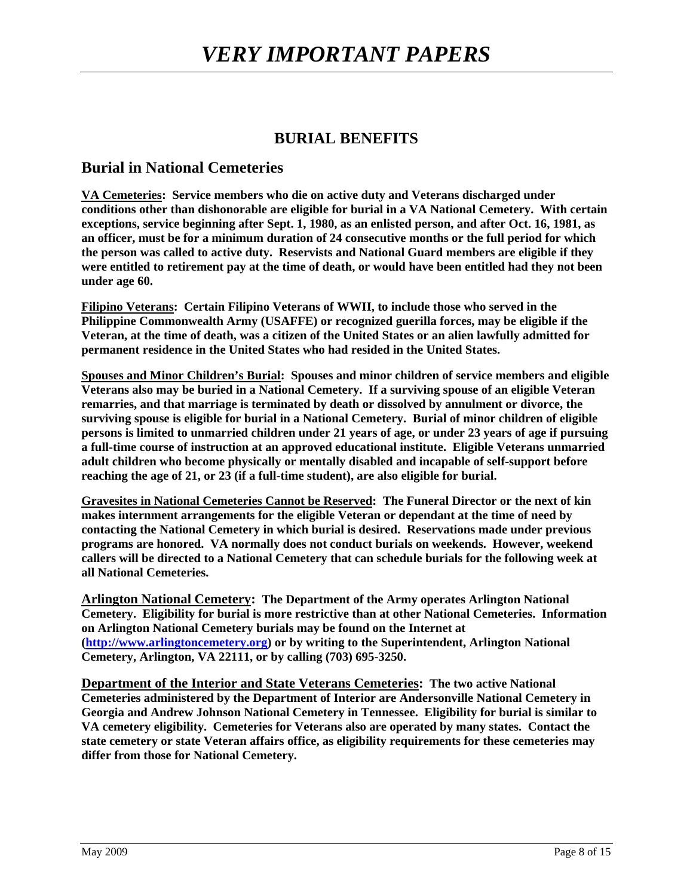## BURIAL BENEFITS

### Burial in National Cemeteries

**VA Cemeteries: Service members who die on active duty and Veterans discharged under conditions other than dishonorable are eligible for burial in a VA National Cemetery. With certain exceptions, service beginning after Sept. 1, 1980, as an enlisted person, and after Oct. 16, 1981, as an officer, must be for a minimum duration of 24 consecutive months or the full period for which the person was called to active duty. Reservists and National Guard members are eligible if they were entitled to retirement pay at the time of death, or would have been entitled had they not been under age 60.**

**Filipino Veterans: Certain Filipino Veterans of WWII, to include those who served in the Philippine Commonwealth Army (USAFFE) or recognized guerilla forces, may be eligible if the Veteran, at the time of death, was a citizen of the United States or an alien lawfully admitted for permanent residence in the United States who had resided in the United States.**

**Spouses and Minor Children's Burial: Spouses and minor children of service members and eligible Veterans also may be buried in a National Cemetery. If a surviving spouse of an eligible Veteran remarries, and that marriage is terminated by death or dissolved by annulment or divorce, the surviving spouse is eligible for burial in a National Cemetery. Burial of minor children of eligible persons is limited to unmarried children under 21 years of age, or under 23 years of age if pursuing a full-time course of instruction at an approved educational institute. Eligible Veterans unmarried adult children who become physically or mentally disabled and incapable of self-support before reaching the age of 21, or 23 (if a full-time student), are also eligible for burial.**

**Gravesites in National Cemeteries Cannot be Reserved: The Funeral Director or the next of kin makes internment arrangements for the eligible Veteran or dependant at the time of need by contacting the National Cemetery in which burial is desired. Reservations made under previous programs are honored. VA normally does not conduct burials on weekends. However, weekend callers will be directed to a National Cemetery that can schedule burials for the following week at all National Cemeteries.**

**Arlington National Cemetery: The Department of the Army operates Arlington National Cemetery. Eligibility for burial is more restrictive than at other National Cemeteries. Information on Arlington National Cemetery burials may be found on the Internet at (http://www.arlingtoncemetery.org) or by writing to the Superintendent, Arlington National Cemetery, Arlington, VA 22111, or by calling (703) 695-3250.**

**Department of the Interior and State Veterans Cemeteries: The two active National Cemeteries administered by the Department of Interior are Andersonville National Cemetery in Georgia and Andrew Johnson National Cemetery in Tennessee. Eligibility for burial is similar to VA cemetery eligibility. Cemeteries for Veterans also are operated by many states. Contact the state cemetery or state Veteran affairs office, as eligibility requirements for these cemeteries may differ from those for National Cemetery.**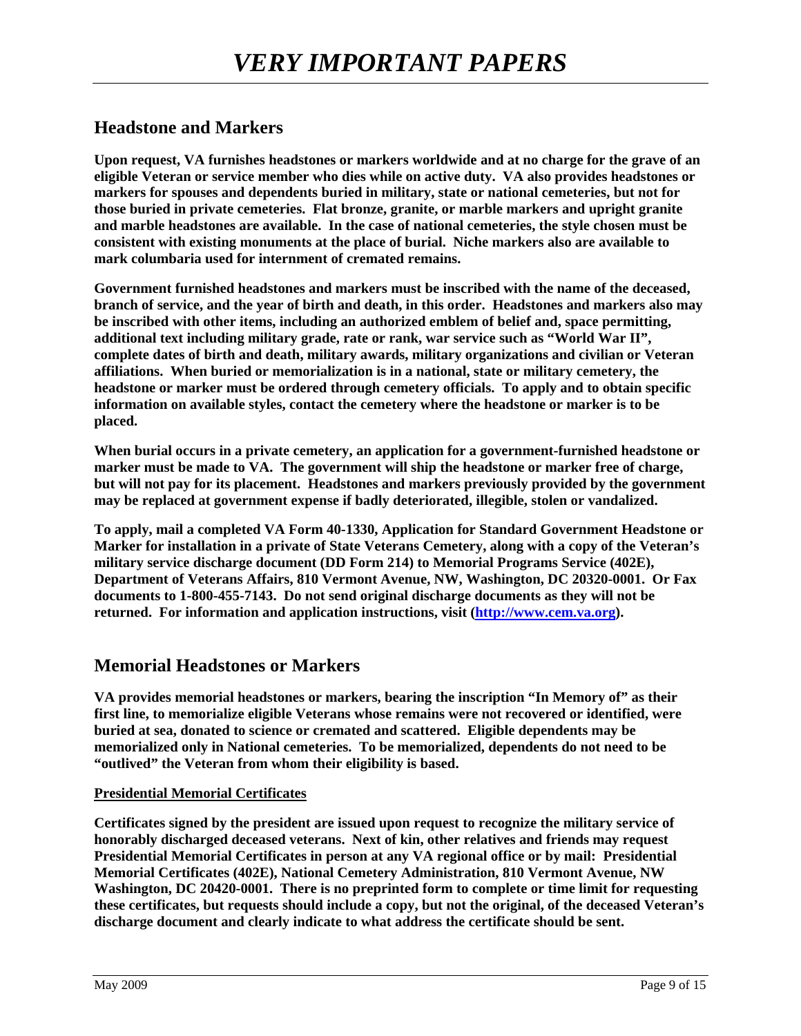# *VERY IMPORTANT PAPERS*

## Headstone and Markers

**Upon request, VA furnishes headstones or markers worldwide and at no charge for the grave of an eligible Veteran or service member who dies while on active duty. VA also provides headstones or markers for spouses and dependents buried in military, state or national cemeteries, but not for those buried in private cemeteries. Flat bronze, granite, or marble markers and upright granite and marble headstones are available. In the case of national cemeteries, the style chosen must be consistent with existing monuments at the place of burial. Niche markers also are available to mark columbaria used for internment of cremated remains.**

**Government furnished headstones and markers must be inscribed with the name of the deceased, branch of service, and the year of birth and death, in this order. Headstones and markers also may be inscribed with other items, including an authorized emblem of belief and, space permitting, additional text including military grade, rate or rank, war service such as "World War II", complete dates of birth and death, military awards, military organizations and civilian or Veteran affiliations. When buried or memorialization is in a national, state or military cemetery, the headstone or marker must be ordered through cemetery officials. To apply and to obtain specific information on available styles, contact the cemetery where the headstone or marker is to be placed.**

**When burial occurs in a private cemetery, an application for a government-furnished headstone or marker must be made to VA. The government will ship the headstone or marker free of charge, but will not pay for its placement. Headstones and markers previously provided by the government may be replaced at government expense if badly deteriorated, illegible, stolen or vandalized.**

**To apply, mail a completed VA Form 40-1330, Application for Standard Government Headstone or Marker for installation in a private of State Veterans Cemetery, along with a copy of the Veteran's military service discharge document (DD Form 214) to Memorial Programs Service (402E), Department of Veterans Affairs, 810 Vermont Avenue, NW, Washington, DC 20320-0001. Or Fax documents to 1-800-455-7143. Do not send original discharge documents as they will not be returned. For information and application instructions, visit ([http://www.cem.va.org](http://www.cem.va.org)).**

## Memorial Headstones or Markers

**VA provides memorial headstones or markers, bearing the inscription "In Memory of" as their first line, to memorialize eligible Veterans whose remains were not recovered or identified, were buried at sea, donated to science or cremated and scattered. Eligible dependents may be memorialized only in National cemeteries. To be memorialized, dependents do not need to be "outlived" the Veteran from whom their eligibility is based.**

### Presidential Memorial Certificates

**Certificates signed by the president are issued upon request to recognize the military service of honorably discharged deceased veterans. Next of kin, other relatives and friends may request Presidential Memorial Certificates in person at any VA regional office or by mail: Presidential Memorial Certificates (402E), National Cemetery Administration, 810 Vermont Avenue, NW Washington, DC 20420-0001. There is no preprinted form to complete or time limit for requesting these certificates, but requests should include a copy, but not the original, of the deceased Veteran's discharge document and clearly indicate to what address the certificate should be sent.**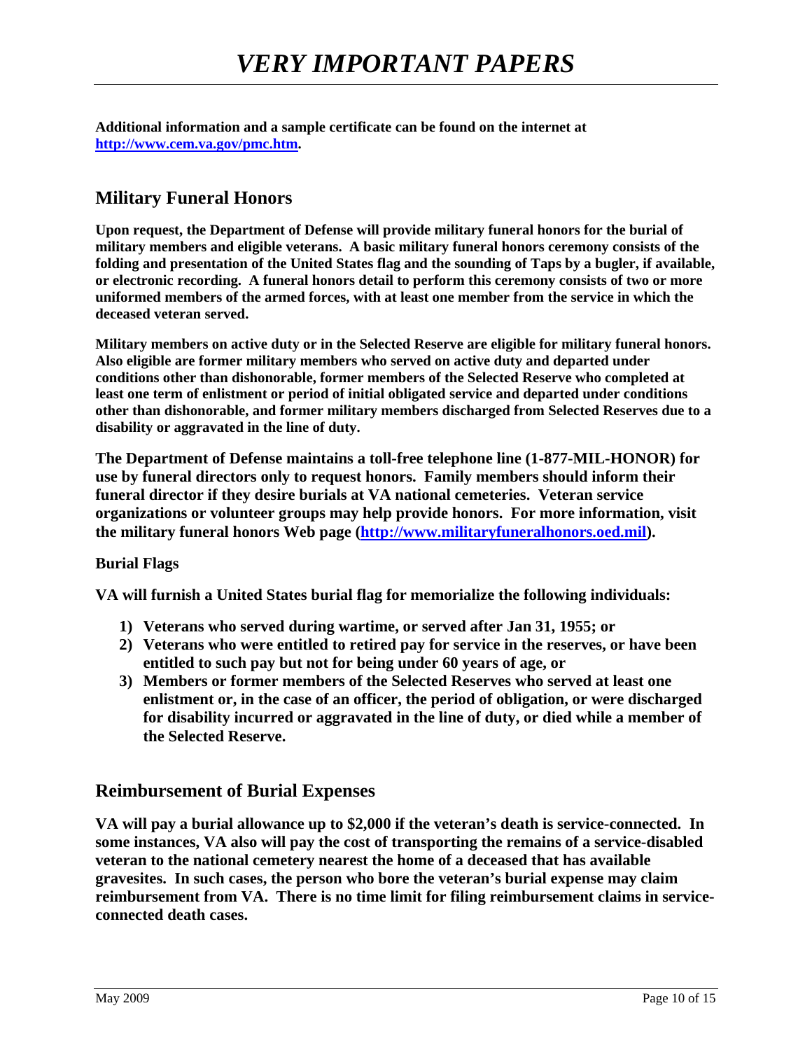**Additional information and a sample certificate can be found on the internet at [http://www.cem.va.gov/pmc.htm](http://www.cem.va.gov/pmc.htm).**

## Military Funeral Honors

**Upon request, the Department of Defense will provide military funeral honors for the burial of military members and eligible veterans. A basic military funeral honors ceremony consists of the folding and presentation of the United States flag and the sounding of Taps by a bugler, if available, or electronic recording. A funeral honors detail to perform this ceremony consists of two or more uniformed members of the armed forces, with at least one member from the service in which the deceased veteran served.**

**Military members on active duty or in the Selected Reserve are eligible for military funeral honors. Also eligible are former military members who served on active duty and departed under conditions other than dishonorable, former members of the Selected Reserve who completed at least one term of enlistment or period of initial obligated service and departed under conditions other than dishonorable, and former military members discharged from Selected Reserves due to a disability or aggravated in the line of duty.**

**The Department of Defense maintains a toll-free telephone line (1-877-MIL-HONOR) for use by funeral directors only to request honors. Family members should inform their funeral director if they desire burials at VA national cemeteries. Veteran service organizations or volunteer groups may help provide honors. For more information, visit the military funeral honors Web page ([http://www.militaryfuneralhonors.oed.mil](http://www.militaryfuneralhonors.oed.mil)).**

### Burial Flags

**VA will furnish a United States burial flag for memorialize the following individuals:**

1) **Veterans who served during wartime, or served after Jan 31, 1955; or**
2) **Veterans who were entitled to retired pay for service in the reserves, or have been entitled to such pay but not for being under 60 years of age, or**
3) **Members or former members of the Selected Reserves who served at least one enlistment or, in the case of an officer, the period of obligation, or were discharged for disability incurred or aggravated in the line of duty, or died while a member of the Selected Reserve.**

## Reimbursement of Burial Expenses

**VA will pay a burial allowance up to $2,000 if the veteran's death is service-connected. In some instances, VA also will pay the cost of transporting the remains of a service-disabled veteran to the national cemetery nearest the home of a deceased that has available gravesites. In such cases, the person who bore the veteran's burial expense may claim reimbursement from VA. There is no time limit for filing reimbursement claims in service-connected death cases.**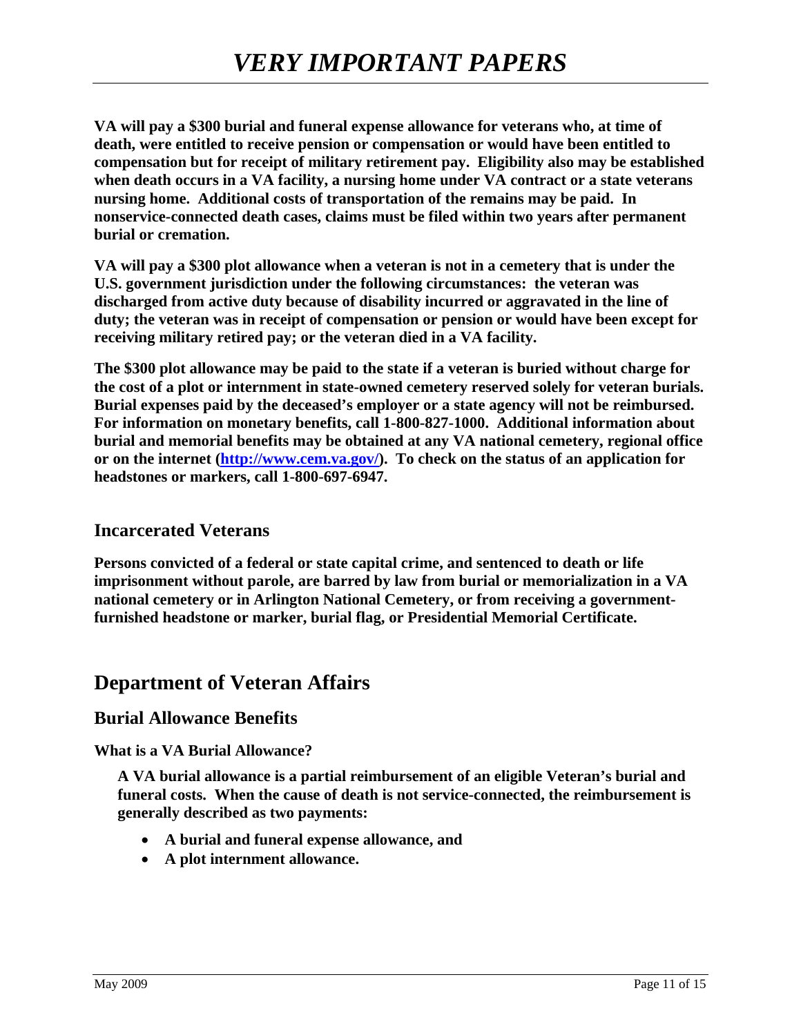**VA will pay a $300 burial and funeral expense allowance for veterans who, at time of death, were entitled to receive pension or compensation or would have been entitled to compensation but for receipt of military retirement pay. Eligibility also may be established when death occurs in a VA facility, a nursing home under VA contract or a state veterans nursing home. Additional costs of transportation of the remains may be paid. In nonservice-connected death cases, claims must be filed within two years after permanent burial or cremation.**

**VA will pay a $300 plot allowance when a veteran is not in a cemetery that is under the U.S. government jurisdiction under the following circumstances: the veteran was discharged from active duty because of disability incurred or aggravated in the line of duty; the veteran was in receipt of compensation or pension or would have been except for receiving military retired pay; or the veteran died in a VA facility.**

**The $300 plot allowance may be paid to the state if a veteran is buried without charge for the cost of a plot or internment in state-owned cemetery reserved solely for veteran burials. Burial expenses paid by the deceased's employer or a state agency will not be reimbursed. For information on monetary benefits, call 1-800-827-1000. Additional information about burial and memorial benefits may be obtained at any VA national cemetery, regional office or on the internet ([http://www.cem.va.gov/](http://www.cem.va.gov/)). To check on the status of an application for headstones or markers, call 1-800-697-6947.**

### Incarcerated Veterans

**Persons convicted of a federal or state capital crime, and sentenced to death or life imprisonment without parole, are barred by law from burial or memorialization in a VA national cemetery or in Arlington National Cemetery, or from receiving a government-furnished headstone or marker, burial flag, or Presidential Memorial Certificate.**

## Department of Veteran Affairs

### Burial Allowance Benefits

**What is a VA Burial Allowance?**

**A VA burial allowance is a partial reimbursement of an eligible Veteran's burial and funeral costs. When the cause of death is not service-connected, the reimbursement is generally described as two payments:**

- **A burial and funeral expense allowance, and**
- **A plot internment allowance.**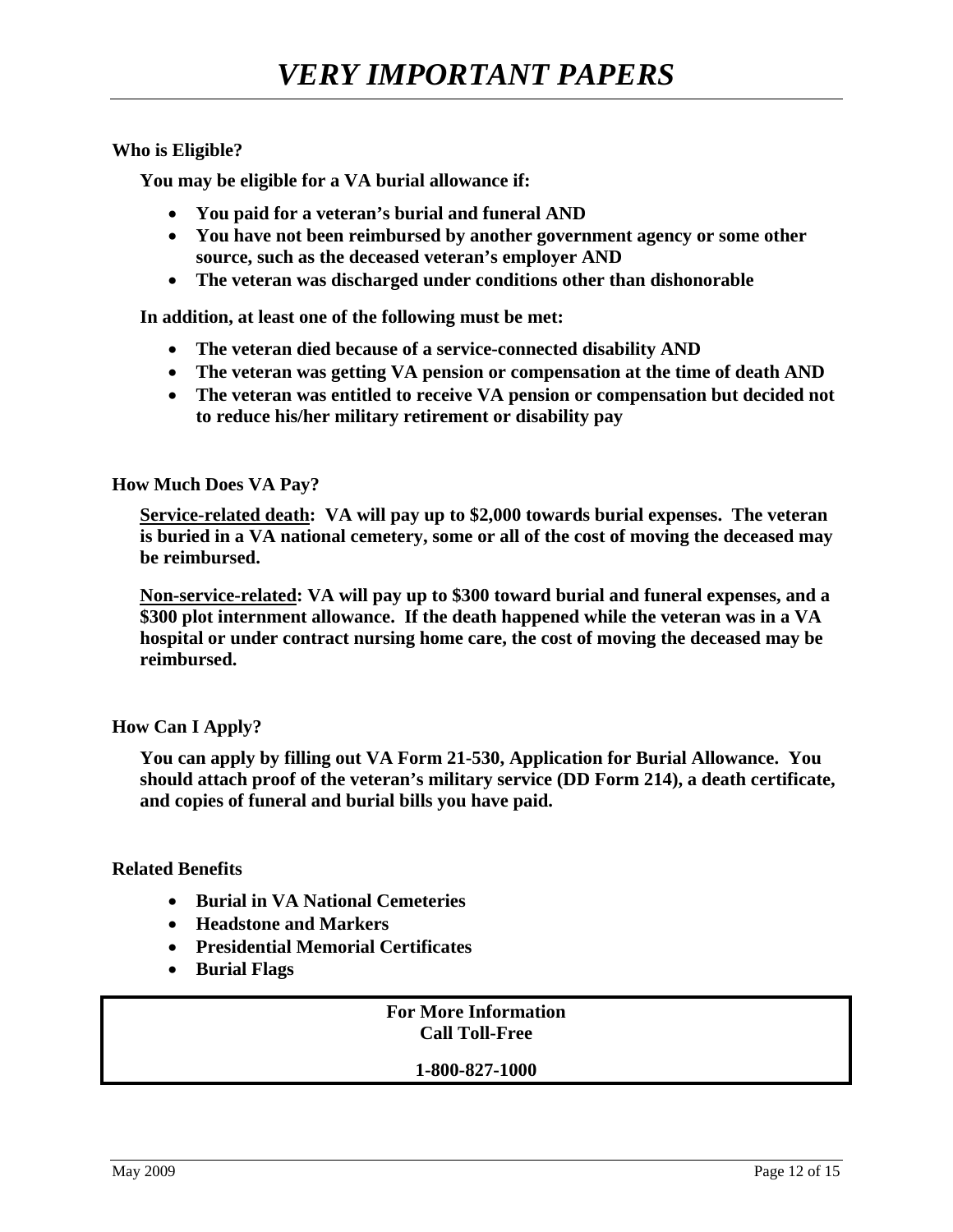**Who is Eligible?**

**You may be eligible for a VA burial allowance if:**

- **You paid for a veteran's burial and funeral AND**
- **You have not been reimbursed by another government agency or some other source, such as the deceased veteran's employer AND**
- **The veteran was discharged under conditions other than dishonorable**

**In addition, at least one of the following must be met:**

- **The veteran died because of a service-connected disability AND**
- **The veteran was getting VA pension or compensation at the time of death AND**
- **The veteran was entitled to receive VA pension or compensation but decided not to reduce his/her military retirement or disability pay**

**How Much Does VA Pay?**

**<u>Service-related death</u>: VA will pay up to $2,000 towards burial expenses. The veteran is buried in a VA national cemetery, some or all of the cost of moving the deceased may be reimbursed.**

**<u>Non-service-related</u>: VA will pay up to $300 toward burial and funeral expenses, and a $300 plot internment allowance. If the death happened while the veteran was in a VA hospital or under contract nursing home care, the cost of moving the deceased may be reimbursed.**

**How Can I Apply?**

**You can apply by filling out VA Form 21-530, Application for Burial Allowance. You should attach proof of the veteran's military service (DD Form 214), a death certificate, and copies of funeral and burial bills you have paid.**

**Related Benefits**

- **Burial in VA National Cemeteries**
- **Headstone and Markers**
- **Presidential Memorial Certificates**
- **Burial Flags**

**For More Information**
**Call Toll-Free**

**1-800-827-1000**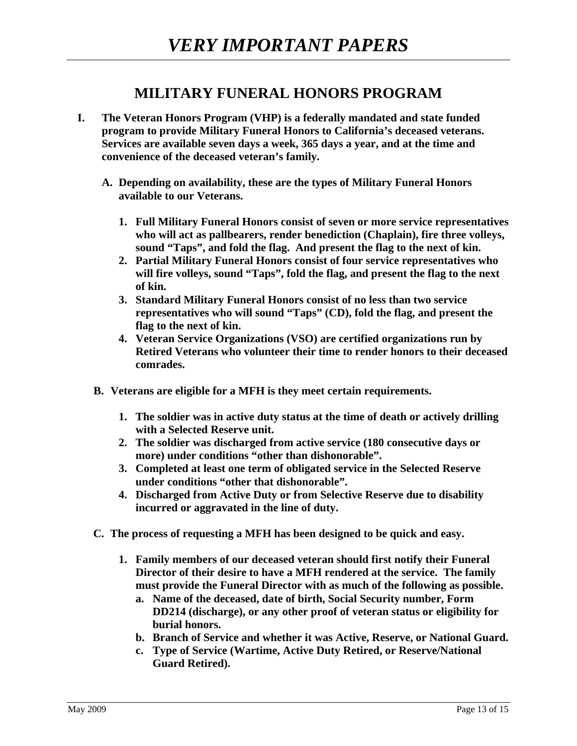# MILITARY FUNERAL HONORS PROGRAM

**I. The Veteran Honors Program (VHP) is a federally mandated and state funded program to provide Military Funeral Honors to California's deceased veterans. Services are available seven days a week, 365 days a year, and at the time and convenience of the deceased veteran's family.**

**A. Depending on availability, these are the types of Military Funeral Honors available to our Veterans.**

1. **Full Military Funeral Honors consist of seven or more service representatives who will act as pallbearers, render benediction (Chaplain), fire three volleys, sound "Taps", and fold the flag. And present the flag to the next of kin.**
2. **Partial Military Funeral Honors consist of four service representatives who will fire volleys, sound "Taps", fold the flag, and present the flag to the next of kin.**
3. **Standard Military Funeral Honors consist of no less than two service representatives who will sound "Taps" (CD), fold the flag, and present the flag to the next of kin.**
4. **Veteran Service Organizations (VSO) are certified organizations run by Retired Veterans who volunteer their time to render honors to their deceased comrades.**

**B. Veterans are eligible for a MFH is they meet certain requirements.**

1. **The soldier was in active duty status at the time of death or actively drilling with a Selected Reserve unit.**
2. **The soldier was discharged from active service (180 consecutive days or more) under conditions "other than dishonorable".**
3. **Completed at least one term of obligated service in the Selected Reserve under conditions "other that dishonorable".**
4. **Discharged from Active Duty or from Selective Reserve due to disability incurred or aggravated in the line of duty.**

**C. The process of requesting a MFH has been designed to be quick and easy.**

1. **Family members of our deceased veteran should first notify their Funeral Director of their desire to have a MFH rendered at the service. The family must provide the Funeral Director with as much of the following as possible.**
   a. **Name of the deceased, date of birth, Social Security number, Form DD214 (discharge), or any other proof of veteran status or eligibility for burial honors.**
   b. **Branch of Service and whether it was Active, Reserve, or National Guard.**
   c. **Type of Service (Wartime, Active Duty Retired, or Reserve/National Guard Retired).**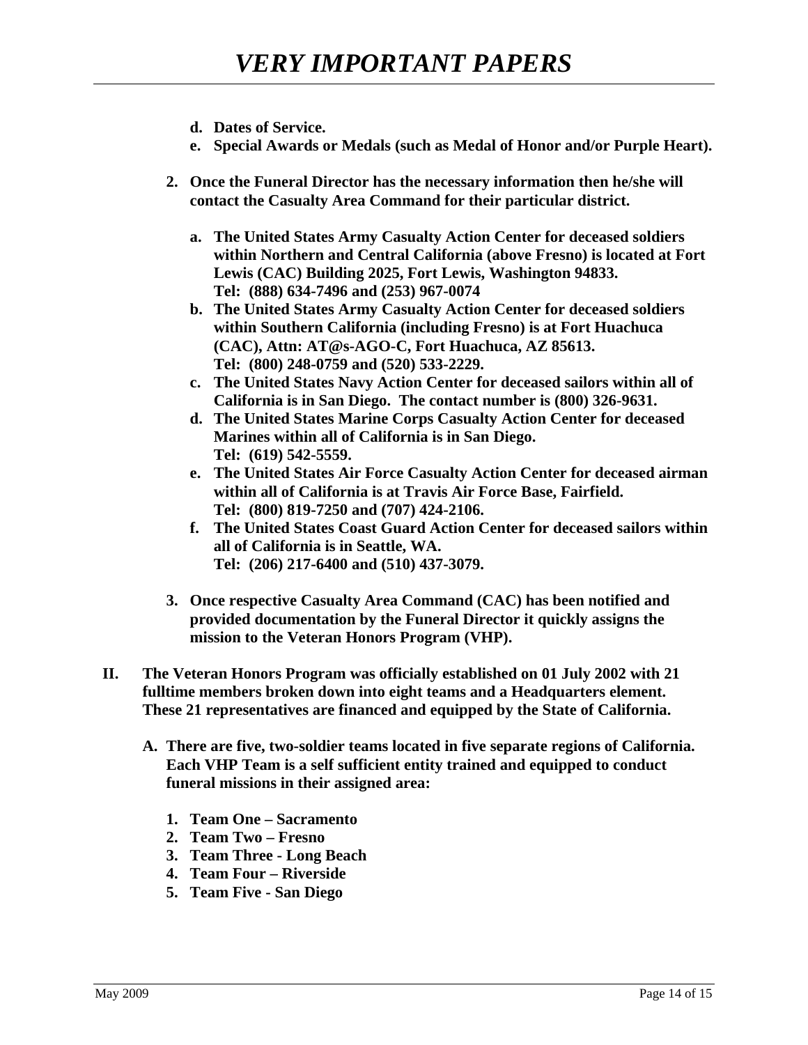d. **Dates of Service.**
   e. **Special Awards or Medals (such as Medal of Honor and/or Purple Heart).**

2. **Once the Funeral Director has the necessary information then he/she will contact the Casualty Area Command for their particular district.**

   a. **The United States Army Casualty Action Center for deceased soldiers within Northern and Central California (above Fresno) is located at Fort Lewis (CAC) Building 2025, Fort Lewis, Washington 94833.**
      **Tel: (888) 634-7496 and (253) 967-0074**
   b. **The United States Army Casualty Action Center for deceased soldiers within Southern California (including Fresno) is at Fort Huachuca (CAC), Attn: AT@s-AGO-C, Fort Huachuca, AZ 85613.**
      **Tel: (800) 248-0759 and (520) 533-2229.**
   c. **The United States Navy Action Center for deceased sailors within all of California is in San Diego. The contact number is (800) 326-9631.**
   d. **The United States Marine Corps Casualty Action Center for deceased Marines within all of California is in San Diego.**
      **Tel: (619) 542-5559.**
   e. **The United States Air Force Casualty Action Center for deceased airman within all of California is at Travis Air Force Base, Fairfield.**
      **Tel: (800) 819-7250 and (707) 424-2106.**
   f. **The United States Coast Guard Action Center for deceased sailors within all of California is in Seattle, WA.**
      **Tel: (206) 217-6400 and (510) 437-3079.**

3. **Once respective Casualty Area Command (CAC) has been notified and provided documentation by the Funeral Director it quickly assigns the mission to the Veteran Honors Program (VHP).**

**II. The Veteran Honors Program was officially established on 01 July 2002 with 21 fulltime members broken down into eight teams and a Headquarters element. These 21 representatives are financed and equipped by the State of California.**

   A. **There are five, two-soldier teams located in five separate regions of California. Each VHP Team is a self sufficient entity trained and equipped to conduct funeral missions in their assigned area:**

      1. **Team One – Sacramento**
      2. **Team Two – Fresno**
      3. **Team Three - Long Beach**
      4. **Team Four – Riverside**
      5. **Team Five - San Diego**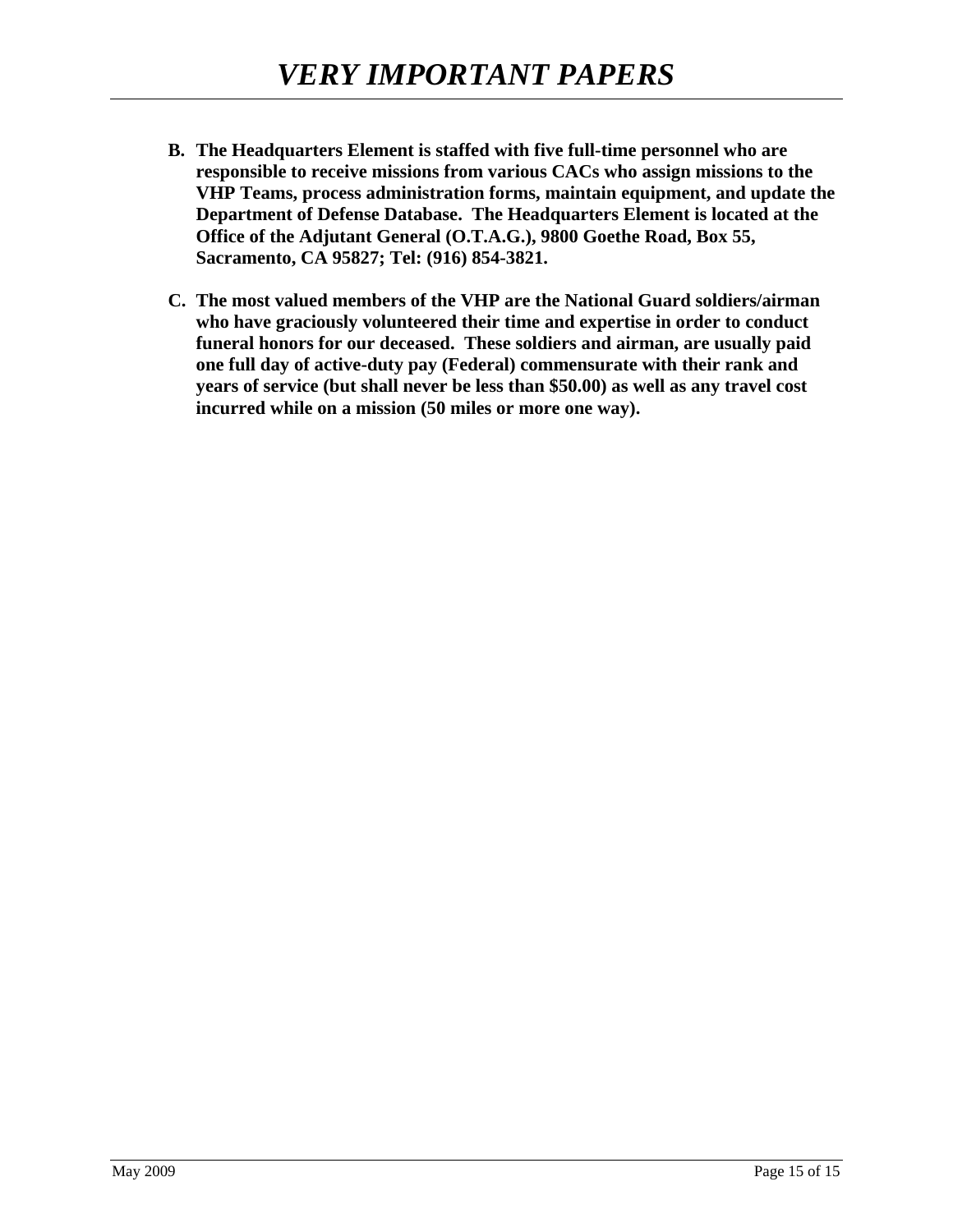**B. The Headquarters Element is staffed with five full-time personnel who are responsible to receive missions from various CACs who assign missions to the VHP Teams, process administration forms, maintain equipment, and update the Department of Defense Database. The Headquarters Element is located at the Office of the Adjutant General (O.T.A.G.), 9800 Goethe Road, Box 55, Sacramento, CA 95827; Tel: (916) 854-3821.**

**C. The most valued members of the VHP are the National Guard soldiers/airman who have graciously volunteered their time and expertise in order to conduct funeral honors for our deceased. These soldiers and airman, are usually paid one full day of active-duty pay (Federal) commensurate with their rank and years of service (but shall never be less than $50.00) as well as any travel cost incurred while on a mission (50 miles or more one way).**